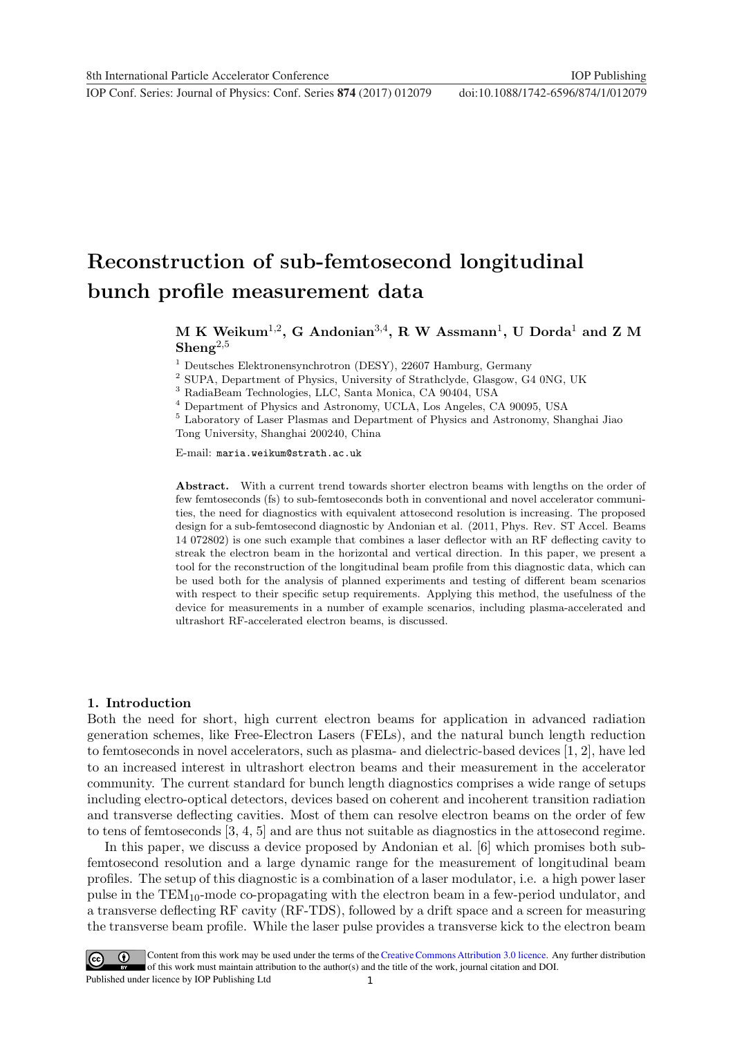# Reconstruction of sub-femtosecond longitudinal bunch profile measurement data

**M K Weikum[1,2], G Andonian[3,4], R W Assmann[1], U Dorda[1] and Z M Sheng[2,5]**

[1] Deutsches Elektronensynchrotron (DESY), 22607 Hamburg, Germany

[2] SUPA, Department of Physics, University of Strathclyde, Glasgow, G4 0NG, UK

[3] RadiaBeam Technologies, LLC, Santa Monica, CA 90404, USA

[4] Department of Physics and Astronomy, UCLA, Los Angeles, CA 90095, USA

[5] Laboratory of Laser Plasmas and Department of Physics and Astronomy, Shanghai Jiao Tong University, Shanghai 200240, China

E-mail: maria.weikum@strath.ac.uk

**Abstract.** With a current trend towards shorter electron beams with lengths on the order of few femtoseconds (fs) to sub-femtoseconds both in conventional and novel accelerator communities, the need for diagnostics with equivalent attosecond resolution is increasing. The proposed design for a sub-femtosecond diagnostic by Andonian et al. (2011, Phys. Rev. ST Accel. Beams 14 072802) is one such example that combines a laser deflector with an RF deflecting cavity to streak the electron beam in the horizontal and vertical direction. In this paper, we present a tool for the reconstruction of the longitudinal beam profile from this diagnostic data, which can be used both for the analysis of planned experiments and testing of different beam scenarios with respect to their specific setup requirements. Applying this method, the usefulness of the device for measurements in a number of example scenarios, including plasma-accelerated and ultrashort RF-accelerated electron beams, is discussed.

## 1. Introduction

Both the need for short, high current electron beams for application in advanced radiation generation schemes, like Free-Electron Lasers (FELs), and the natural bunch length reduction to femtoseconds in novel accelerators, such as plasma- and dielectric-based devices [1, 2], have led to an increased interest in ultrashort electron beams and their measurement in the accelerator community. The current standard for bunch length diagnostics comprises a wide range of setups including electro-optical detectors, devices based on coherent and incoherent transition radiation and transverse deflecting cavities. Most of them can resolve electron beams on the order of few to tens of femtoseconds [3, 4, 5] and are thus not suitable as diagnostics in the attosecond regime.

In this paper, we discuss a device proposed by Andonian et al. [6] which promises both sub-femtosecond resolution and a large dynamic range for the measurement of longitudinal beam profiles. The setup of this diagnostic is a combination of a laser modulator, i.e. a high power laser pulse in the $\mathrm{TEM}_{10}$-mode co-propagating with the electron beam in a few-period undulator, and a transverse deflecting RF cavity (RF-TDS), followed by a drift space and a screen for measuring the transverse beam profile. While the laser pulse provides a transverse kick to the electron beam

Content from this work may be used under the terms of the Creative Commons Attribution 3.0 licence. Any further distribution of this work must maintain attribution to the author(s) and the title of the work, journal citation and DOI.
Published under licence by IOP Publishing Ltd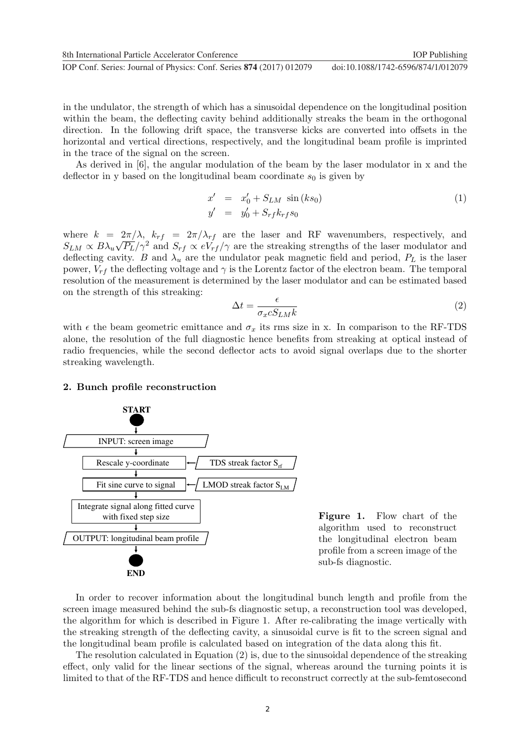in the undulator, the strength of which has a sinusoidal dependence on the longitudinal position within the beam, the deflecting cavity behind additionally streaks the beam in the orthogonal direction. In the following drift space, the transverse kicks are converted into offsets in the horizontal and vertical directions, respectively, and the longitudinal beam profile is imprinted in the trace of the signal on the screen.

As derived in [6], the angular modulation of the beam by the laser modulator in x and the deflector in y based on the longitudinal beam coordinate $s_0$ is given by

$$
\begin{aligned}
x' &= x'_0 + S_{LM} \sin(ks_0) \\
y' &= y'_0 + S_{rf} k_{rf} s_0
\end{aligned}
\tag{1}
$$

where $k = 2\pi/\lambda$, $k_{rf} = 2\pi/\lambda_{rf}$ are the laser and RF wavenumbers, respectively, and $S_{LM} \propto B\lambda_u\sqrt{P_L}/\gamma^2$ and $S_{rf} \propto eV_{rf}/\gamma$ are the streaking strengths of the laser modulator and deflecting cavity. $B$ and $\lambda_u$ are the undulator peak magnetic field and period, $P_L$ is the laser power, $V_{rf}$ the deflecting voltage and $\gamma$ is the Lorentz factor of the electron beam. The temporal resolution of the measurement is determined by the laser modulator and can be estimated based on the strength of this streaking:

$$
\Delta t = \frac{\epsilon}{\sigma_x c S_{LM} k}
\tag{2}
$$

with $\epsilon$ the beam geometric emittance and $\sigma_x$ its rms size in x. In comparison to the RF-TDS alone, the resolution of the full diagnostic hence benefits from streaking at optical instead of radio frequencies, while the second deflector acts to avoid signal overlaps due to the shorter streaking wavelength.

## 2. Bunch profile reconstruction

START → INPUT: screen image → Rescale y-coordinate (← TDS streak factor $S_{rf}$) → Fit sine curve to signal (← LMOD streak factor $S_{LM}$) → Integrate signal along fitted curve with fixed step size → OUTPUT: longitudinal beam profile → END

**Figure 1.** Flow chart of the algorithm used to reconstruct the longitudinal electron beam profile from a screen image of the sub-fs diagnostic.

In order to recover information about the longitudinal bunch length and profile from the screen image measured behind the sub-fs diagnostic setup, a reconstruction tool was developed, the algorithm for which is described in Figure 1. After re-calibrating the image vertically with the streaking strength of the deflecting cavity, a sinusoidal curve is fit to the screen signal and the longitudinal beam profile is calculated based on integration of the data along this fit.

The resolution calculated in Equation (2) is, due to the sinusoidal dependence of the streaking effect, only valid for the linear sections of the signal, whereas around the turning points it is limited to that of the RF-TDS and hence difficult to reconstruct correctly at the sub-femtosecond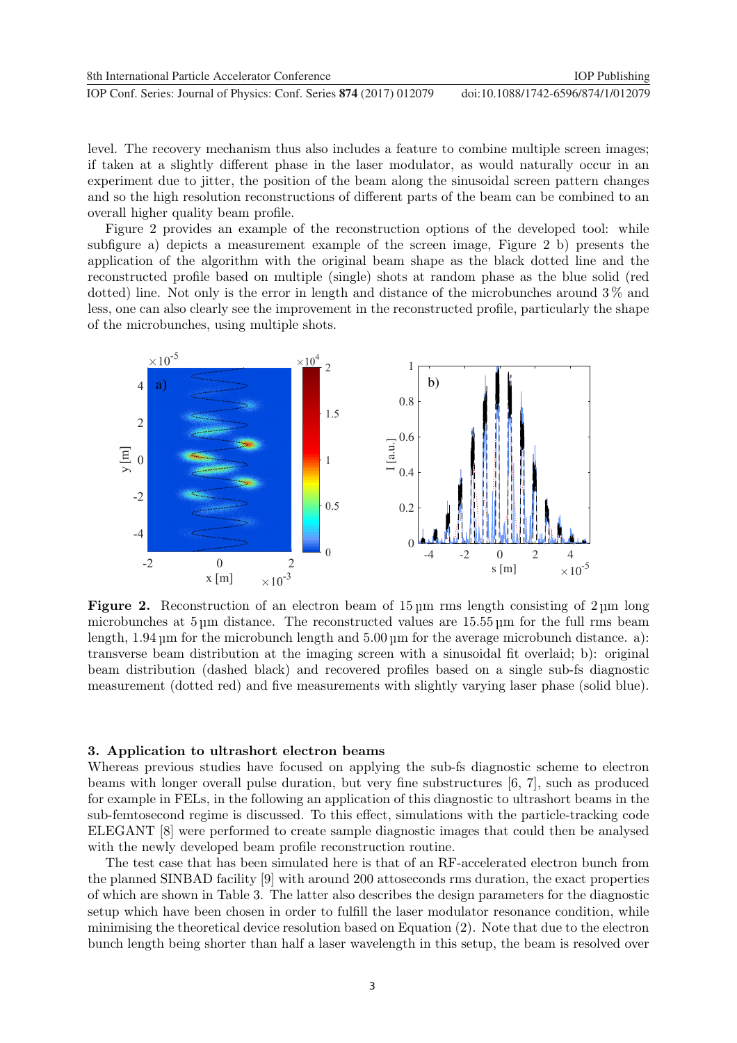level. The recovery mechanism thus also includes a feature to combine multiple screen images; if taken at a slightly different phase in the laser modulator, as would naturally occur in an experiment due to jitter, the position of the beam along the sinusoidal screen pattern changes and so the high resolution reconstructions of different parts of the beam can be combined to an overall higher quality beam profile.

Figure 2 provides an example of the reconstruction options of the developed tool: while subfigure a) depicts a measurement example of the screen image, Figure 2 b) presents the application of the algorithm with the original beam shape as the black dotted line and the reconstructed profile based on multiple (single) shots at random phase as the blue solid (red dotted) line. Not only is the error in length and distance of the microbunches around 3 % and less, one can also clearly see the improvement in the reconstructed profile, particularly the shape of the microbunches, using multiple shots.

**Figure 2.** Reconstruction of an electron beam of 15 µm rms length consisting of 2 µm long microbunches at 5 µm distance. The reconstructed values are 15.55 µm for the full rms beam length, 1.94 µm for the microbunch length and 5.00 µm for the average microbunch distance. a): transverse beam distribution at the imaging screen with a sinusoidal fit overlaid; b): original beam distribution (dashed black) and recovered profiles based on a single sub-fs diagnostic measurement (dotted red) and five measurements with slightly varying laser phase (solid blue).

## 3. Application to ultrashort electron beams

Whereas previous studies have focused on applying the sub-fs diagnostic scheme to electron beams with longer overall pulse duration, but very fine substructures [6, 7], such as produced for example in FELs, in the following an application of this diagnostic to ultrashort beams in the sub-femtosecond regime is discussed. To this effect, simulations with the particle-tracking code ELEGANT [8] were performed to create sample diagnostic images that could then be analysed with the newly developed beam profile reconstruction routine.

The test case that has been simulated here is that of an RF-accelerated electron bunch from the planned SINBAD facility [9] with around 200 attoseconds rms duration, the exact properties of which are shown in Table 3. The latter also describes the design parameters for the diagnostic setup which have been chosen in order to fulfill the laser modulator resonance condition, while minimising the theoretical device resolution based on Equation (2). Note that due to the electron bunch length being shorter than half a laser wavelength in this setup, the beam is resolved over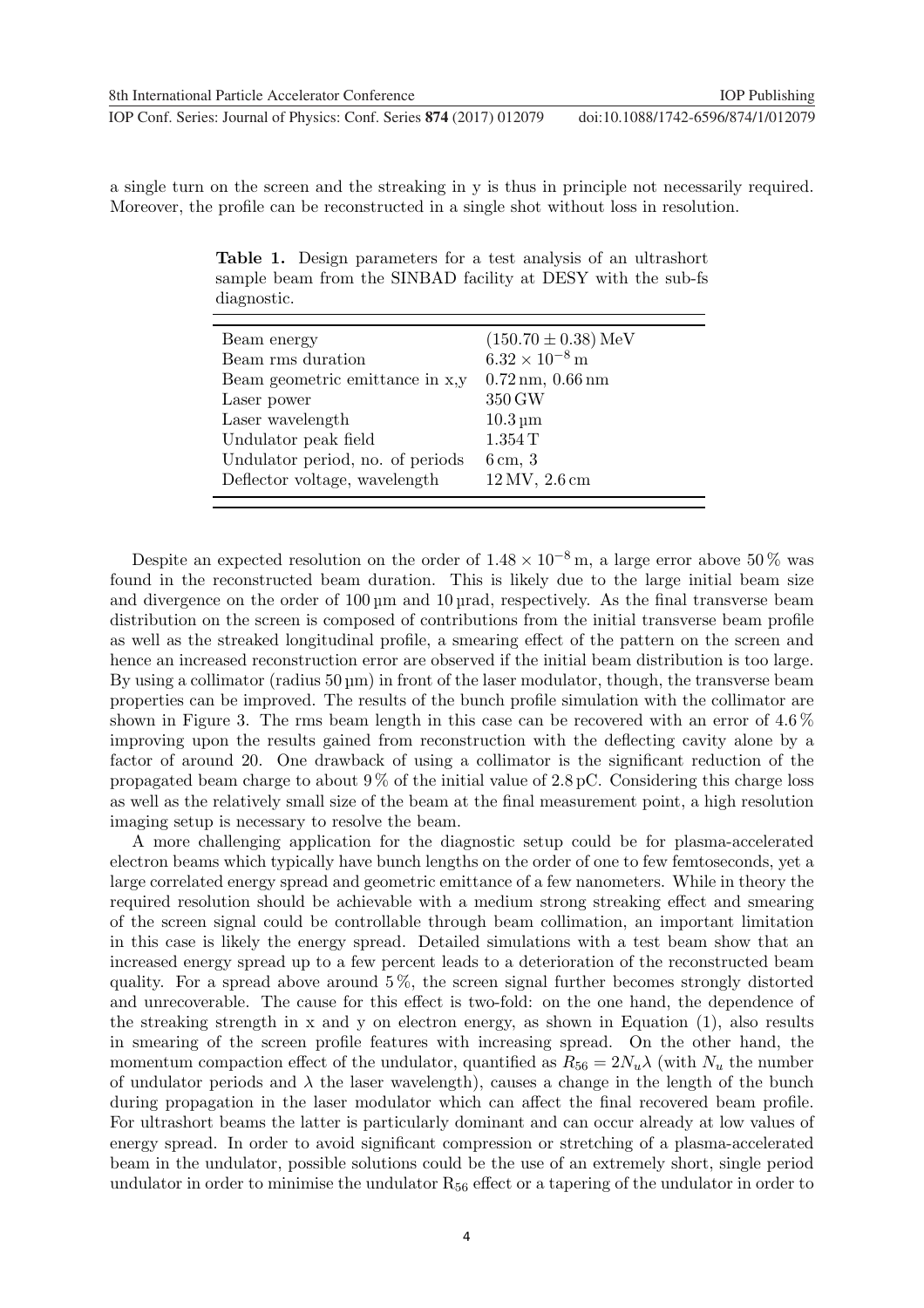a single turn on the screen and the streaking in y is thus in principle not necessarily required. Moreover, the profile can be reconstructed in a single shot without loss in resolution.

**Table 1.** Design parameters for a test analysis of an ultrashort sample beam from the SINBAD facility at DESY with the sub-fs diagnostic.

| | |
|---|---|
| Beam energy | $(150.70 \pm 0.38)$ MeV |
| Beam rms duration | $6.32 \times 10^{-8}$ m |
| Beam geometric emittance in x,y | 0.72 nm, 0.66 nm |
| Laser power | 350 GW |
| Laser wavelength | 10.3 µm |
| Undulator peak field | 1.354 T |
| Undulator period, no. of periods | 6 cm, 3 |
| Deflector voltage, wavelength | 12 MV, 2.6 cm |

Despite an expected resolution on the order of $1.48 \times 10^{-8}$ m, a large error above 50 % was found in the reconstructed beam duration. This is likely due to the large initial beam size and divergence on the order of 100 µm and 10 µrad, respectively. As the final transverse beam distribution on the screen is composed of contributions from the initial transverse beam profile as well as the streaked longitudinal profile, a smearing effect of the pattern on the screen and hence an increased reconstruction error are observed if the initial beam distribution is too large. By using a collimator (radius 50 µm) in front of the laser modulator, though, the transverse beam properties can be improved. The results of the bunch profile simulation with the collimator are shown in Figure 3. The rms beam length in this case can be recovered with an error of 4.6 % improving upon the results gained from reconstruction with the deflecting cavity alone by a factor of around 20. One drawback of using a collimator is the significant reduction of the propagated beam charge to about 9 % of the initial value of 2.8 pC. Considering this charge loss as well as the relatively small size of the beam at the final measurement point, a high resolution imaging setup is necessary to resolve the beam.

A more challenging application for the diagnostic setup could be for plasma-accelerated electron beams which typically have bunch lengths on the order of one to few femtoseconds, yet a large correlated energy spread and geometric emittance of a few nanometers. While in theory the required resolution should be achievable with a medium strong streaking effect and smearing of the screen signal could be controllable through beam collimation, an important limitation in this case is likely the energy spread. Detailed simulations with a test beam show that an increased energy spread up to a few percent leads to a deterioration of the reconstructed beam quality. For a spread above around 5 %, the screen signal further becomes strongly distorted and unrecoverable. The cause for this effect is two-fold: on the one hand, the dependence of the streaking strength in x and y on electron energy, as shown in Equation (1), also results in smearing of the screen profile features with increasing spread. On the other hand, the momentum compaction effect of the undulator, quantified as $R_{56} = 2N_u\lambda$ (with $N_u$ the number of undulator periods and $\lambda$ the laser wavelength), causes a change in the length of the bunch during propagation in the laser modulator which can affect the final recovered beam profile. For ultrashort beams the latter is particularly dominant and can occur already at low values of energy spread. In order to avoid significant compression or stretching of a plasma-accelerated beam in the undulator, possible solutions could be the use of an extremely short, single period undulator in order to minimise the undulator $R_{56}$ effect or a tapering of the undulator in order to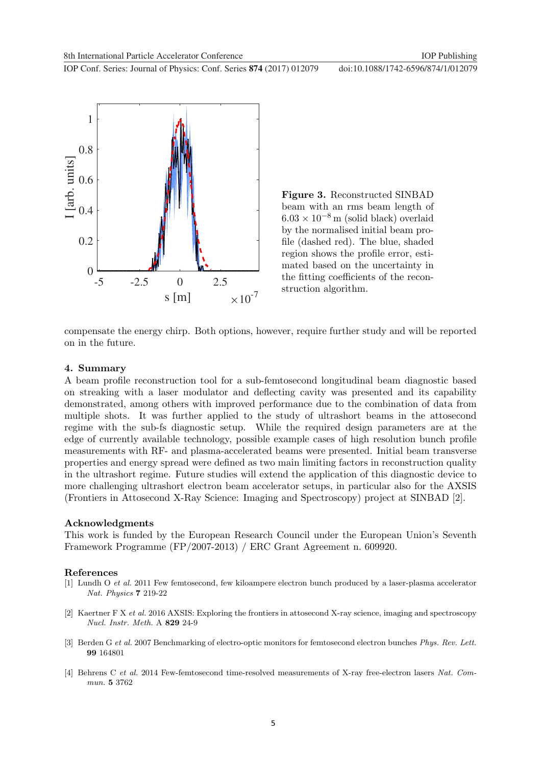**Figure 3.** Reconstructed SINBAD beam with an rms beam length of $6.03 \times 10^{-8}$ m (solid black) overlaid by the normalised initial beam profile (dashed red). The blue, shaded region shows the profile error, estimated based on the uncertainty in the fitting coefficients of the reconstruction algorithm.

compensate the energy chirp. Both options, however, require further study and will be reported on in the future.

## 4. Summary

A beam profile reconstruction tool for a sub-femtosecond longitudinal beam diagnostic based on streaking with a laser modulator and deflecting cavity was presented and its capability demonstrated, among others with improved performance due to the combination of data from multiple shots. It was further applied to the study of ultrashort beams in the attosecond regime with the sub-fs diagnostic setup. While the required design parameters are at the edge of currently available technology, possible example cases of high resolution bunch profile measurements with RF- and plasma-accelerated beams were presented. Initial beam transverse properties and energy spread were defined as two main limiting factors in reconstruction quality in the ultrashort regime. Future studies will extend the application of this diagnostic device to more challenging ultrashort electron beam accelerator setups, in particular also for the AXSIS (Frontiers in Attosecond X-Ray Science: Imaging and Spectroscopy) project at SINBAD [2].

## Acknowledgments

This work is funded by the European Research Council under the European Union's Seventh Framework Programme (FP/2007-2013) / ERC Grant Agreement n. 609920.

## References

[1] Lundh O *et al.* 2011 Few femtosecond, few kiloampere electron bunch produced by a laser-plasma accelerator *Nat. Physics* **7** 219-22

[2] Kaertner F X *et al.* 2016 AXSIS: Exploring the frontiers in attosecond X-ray science, imaging and spectroscopy *Nucl. Instr. Meth.* A **829** 24-9

[3] Berden G *et al.* 2007 Benchmarking of electro-optic monitors for femtosecond electron bunches *Phys. Rev. Lett.* **99** 164801

[4] Behrens C *et al.* 2014 Few-femtosecond time-resolved measurements of X-ray free-electron lasers *Nat. Commun.* **5** 3762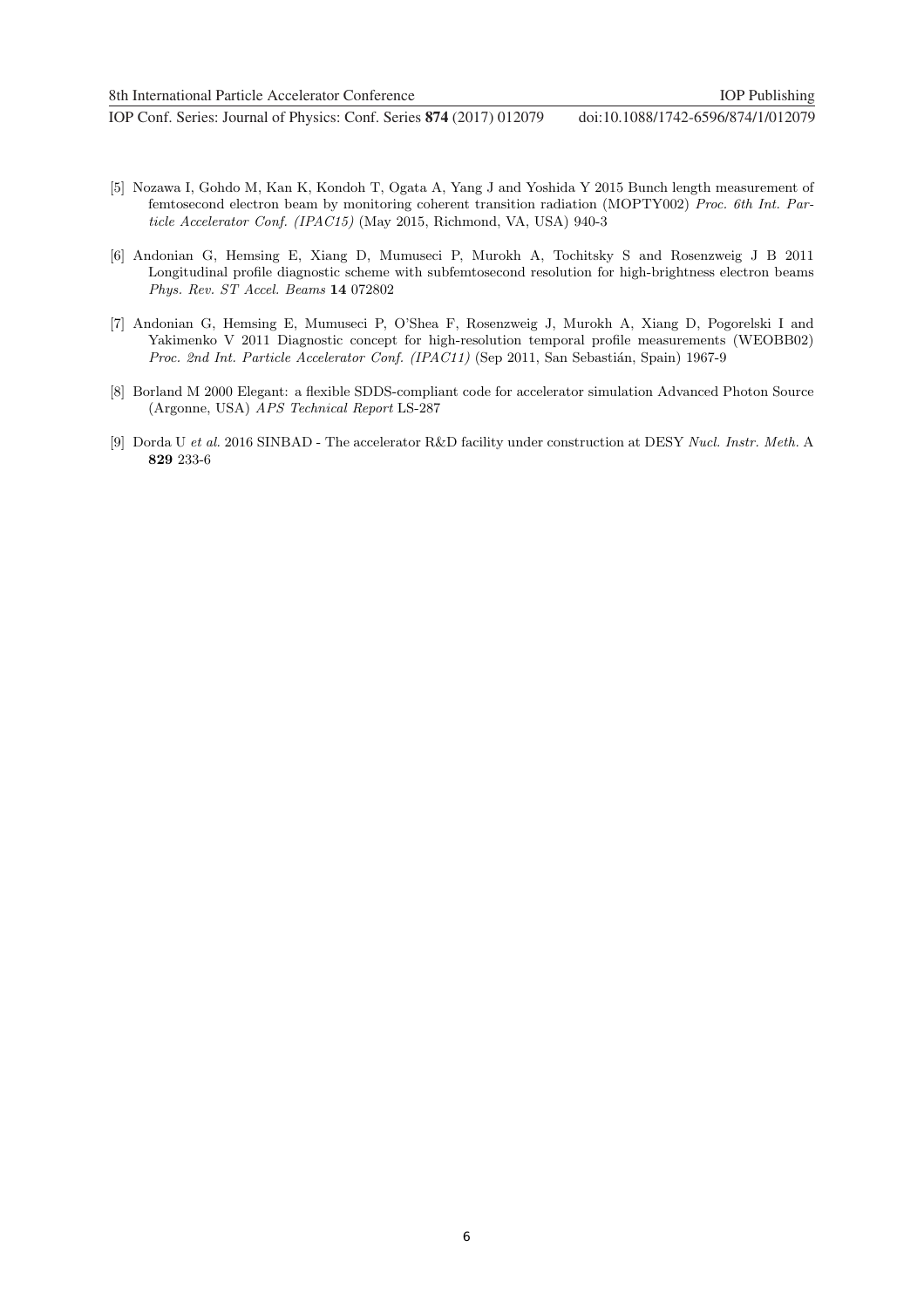[5] Nozawa I, Gohdo M, Kan K, Kondoh T, Ogata A, Yang J and Yoshida Y 2015 Bunch length measurement of femtosecond electron beam by monitoring coherent transition radiation (MOPTY002) *Proc. 6th Int. Particle Accelerator Conf. (IPAC15)* (May 2015, Richmond, VA, USA) 940-3

[6] Andonian G, Hemsing E, Xiang D, Mumuseci P, Murokh A, Tochitsky S and Rosenzweig J B 2011 Longitudinal profile diagnostic scheme with subfemtosecond resolution for high-brightness electron beams *Phys. Rev. ST Accel. Beams* **14** 072802

[7] Andonian G, Hemsing E, Mumuseci P, O'Shea F, Rosenzweig J, Murokh A, Xiang D, Pogorelski I and Yakimenko V 2011 Diagnostic concept for high-resolution temporal profile measurements (WEOBB02) *Proc. 2nd Int. Particle Accelerator Conf. (IPAC11)* (Sep 2011, San Sebastián, Spain) 1967-9

[8] Borland M 2000 Elegant: a flexible SDDS-compliant code for accelerator simulation Advanced Photon Source (Argonne, USA) *APS Technical Report* LS-287

[9] Dorda U *et al.* 2016 SINBAD - The accelerator R&D facility under construction at DESY *Nucl. Instr. Meth.* A **829** 233-6